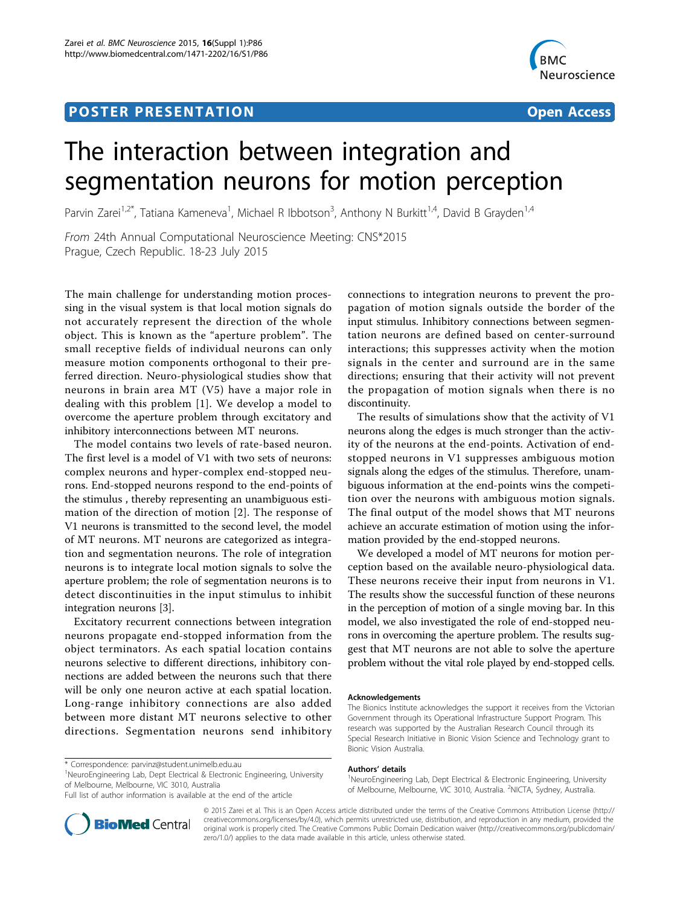POSTER PRESENTATION | Open Access

# The interaction between integration and segmentation neurons for motion perception

Parvin Zarei[1,2*], Tatiana Kameneva[1], Michael R Ibbotson[3], Anthony N Burkitt[1,4], David B Grayden[1,4]

*From* 24th Annual Computational Neuroscience Meeting: CNS*2015
Prague, Czech Republic. 18-23 July 2015

The main challenge for understanding motion processing in the visual system is that local motion signals do not accurately represent the direction of the whole object. This is known as the "aperture problem". The small receptive fields of individual neurons can only measure motion components orthogonal to their preferred direction. Neuro-physiological studies show that neurons in brain area MT (V5) have a major role in dealing with this problem [1]. We develop a model to overcome the aperture problem through excitatory and inhibitory interconnections between MT neurons.

The model contains two levels of rate-based neuron. The first level is a model of V1 with two sets of neurons: complex neurons and hyper-complex end-stopped neurons. End-stopped neurons respond to the end-points of the stimulus , thereby representing an unambiguous estimation of the direction of motion [2]. The response of V1 neurons is transmitted to the second level, the model of MT neurons. MT neurons are categorized as integration and segmentation neurons. The role of integration neurons is to integrate local motion signals to solve the aperture problem; the role of segmentation neurons is to detect discontinuities in the input stimulus to inhibit integration neurons [3].

Excitatory recurrent connections between integration neurons propagate end-stopped information from the object terminators. As each spatial location contains neurons selective to different directions, inhibitory connections are added between the neurons such that there will be only one neuron active at each spatial location. Long-range inhibitory connections are also added between more distant MT neurons selective to other directions. Segmentation neurons send inhibitory connections to integration neurons to prevent the propagation of motion signals outside the border of the input stimulus. Inhibitory connections between segmentation neurons are defined based on center-surround interactions; this suppresses activity when the motion signals in the center and surround are in the same directions; ensuring that their activity will not prevent the propagation of motion signals when there is no discontinuity.

The results of simulations show that the activity of V1 neurons along the edges is much stronger than the activity of the neurons at the end-points. Activation of end-stopped neurons in V1 suppresses ambiguous motion signals along the edges of the stimulus. Therefore, unambiguous information at the end-points wins the competition over the neurons with ambiguous motion signals. The final output of the model shows that MT neurons achieve an accurate estimation of motion using the information provided by the end-stopped neurons.

We developed a model of MT neurons for motion perception based on the available neuro-physiological data. These neurons receive their input from neurons in V1. The results show the successful function of these neurons in the perception of motion of a single moving bar. In this model, we also investigated the role of end-stopped neurons in overcoming the aperture problem. The results suggest that MT neurons are not able to solve the aperture problem without the vital role played by end-stopped cells.

#### Acknowledgements

The Bionics Institute acknowledges the support it receives from the Victorian Government through its Operational Infrastructure Support Program. This research was supported by the Australian Research Council through its Special Research Initiative in Bionic Vision Science and Technology grant to Bionic Vision Australia.

#### Authors' details

[1]NeuroEngineering Lab, Dept Electrical & Electronic Engineering, University of Melbourne, Melbourne, VIC 3010, Australia. [2]NICTA, Sydney, Australia.

\* Correspondence: parvinz@student.unimelb.edu.au
[1]NeuroEngineering Lab, Dept Electrical & Electronic Engineering, University of Melbourne, Melbourne, VIC 3010, Australia
Full list of author information is available at the end of the article

© 2015 Zarei et al. This is an Open Access article distributed under the terms of the Creative Commons Attribution License (http://creativecommons.org/licenses/by/4.0), which permits unrestricted use, distribution, and reproduction in any medium, provided the original work is properly cited. The Creative Commons Public Domain Dedication waiver (http://creativecommons.org/publicdomain/zero/1.0/) applies to the data made available in this article, unless otherwise stated.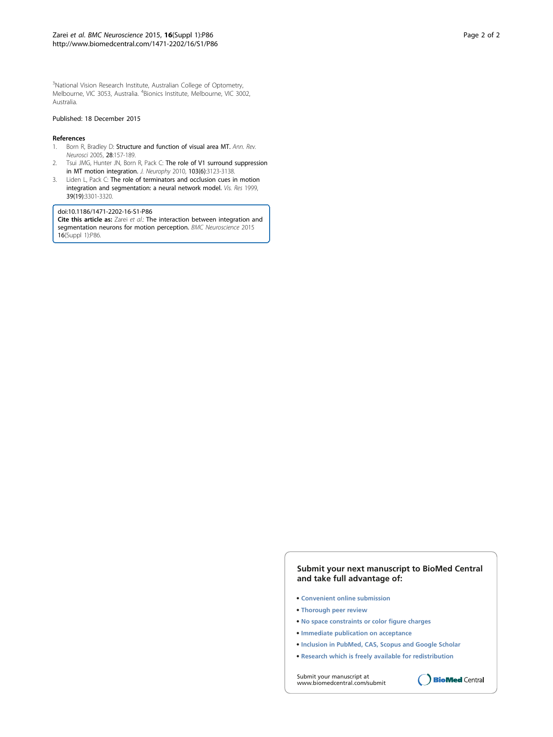[3]National Vision Research Institute, Australian College of Optometry, Melbourne, VIC 3053, Australia. [4]Bionics Institute, Melbourne, VIC 3002, Australia.

Published: 18 December 2015

### References

1. Born R, Bradley D: **Structure and function of visual area MT.** *Ann. Rev. Neurosci* 2005, **28**:157-189.
2. Tsui JMG, Hunter JN, Born R, Pack C: **The role of V1 surround suppression in MT motion integration.** *J. Neurophy* 2010, **103(6)**:3123-3138.
3. Liden L, Pack C: **The role of terminators and occlusion cues in motion integration and segmentation: a neural network model.** *Vis. Res* 1999, **39(19)**:3301-3320.

doi:10.1186/1471-2202-16-S1-P86
**Cite this article as:** Zarei *et al.*: The interaction between integration and segmentation neurons for motion perception. *BMC Neuroscience* 2015 **16**(Suppl 1):P86.

**Submit your next manuscript to BioMed Central and take full advantage of:**

- **Convenient online submission**
- **Thorough peer review**
- **No space constraints or color figure charges**
- **Immediate publication on acceptance**
- **Inclusion in PubMed, CAS, Scopus and Google Scholar**
- **Research which is freely available for redistribution**

Submit your manuscript at
www.biomedcentral.com/submit

BioMed Central